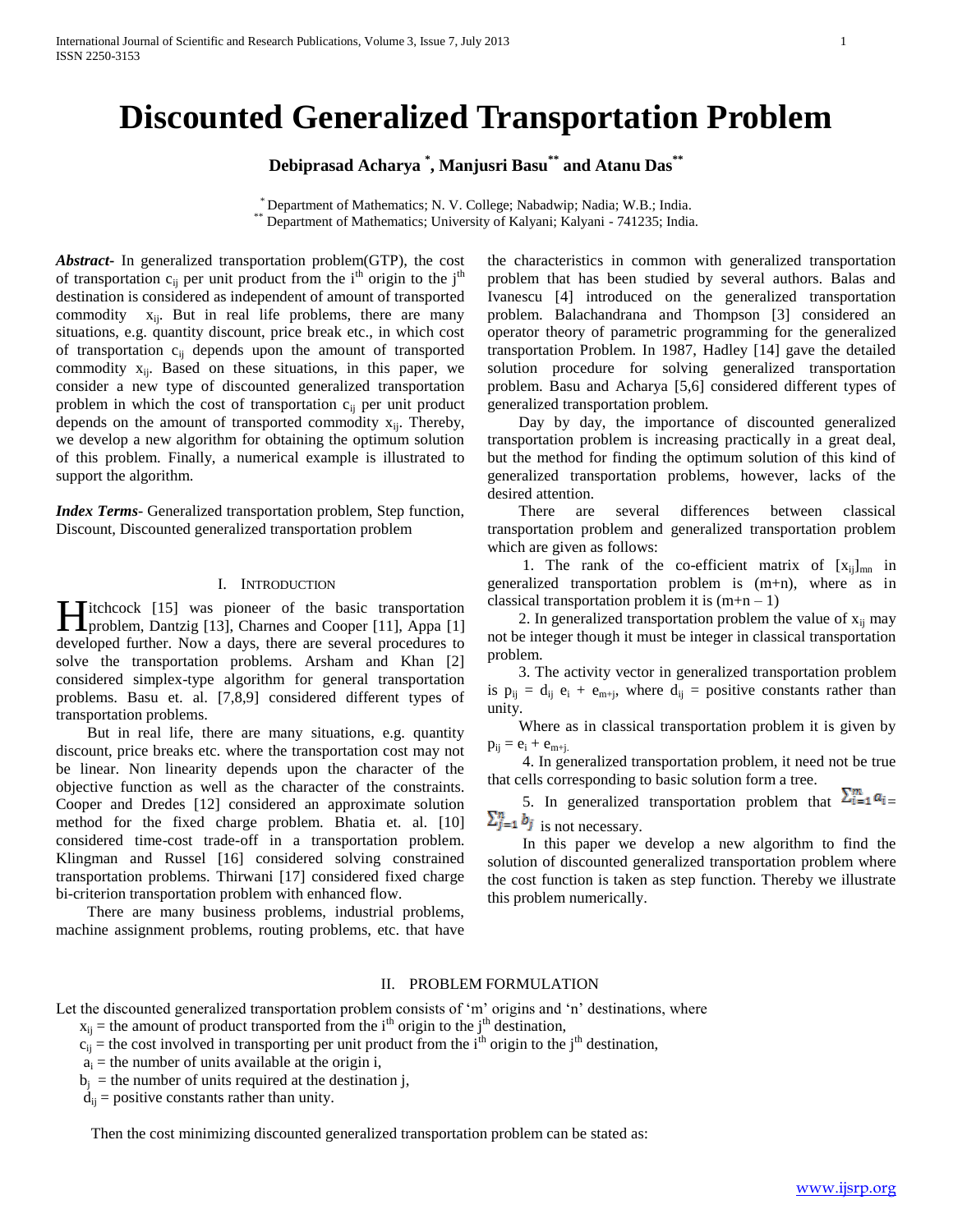# Discounted Generalized Transportation Problem

**Debiprasad Acharya [*], Manjusri Basu [**] and Atanu Das [**]**

[*] Department of Mathematics; N. V. College; Nabadwip; Nadia; W.B.; India.
[**] Department of Mathematics; University of Kalyani; Kalyani - 741235; India.

***Abstract***- In generalized transportation problem(GTP), the cost of transportation $c_{ij}$ per unit product from the $i^{th}$ origin to the $j^{th}$ destination is considered as independent of amount of transported commodity $x_{ij}$. But in real life problems, there are many situations, e.g. quantity discount, price break etc., in which cost of transportation $c_{ij}$ depends upon the amount of transported commodity $x_{ij}$. Based on these situations, in this paper, we consider a new type of discounted generalized transportation problem in which the cost of transportation $c_{ij}$ per unit product depends on the amount of transported commodity $x_{ij}$. Thereby, we develop a new algorithm for obtaining the optimum solution of this problem. Finally, a numerical example is illustrated to support the algorithm.

***Index Terms***- Generalized transportation problem, Step function, Discount, Discounted generalized transportation problem

## I. Introduction

Hitchcock [15] was pioneer of the basic transportation problem, Dantzig [13], Charnes and Cooper [11], Appa [1] developed further. Now a days, there are several procedures to solve the transportation problems. Arsham and Khan [2] considered simplex-type algorithm for general transportation problems. Basu et. al. [7,8,9] considered different types of transportation problems.

But in real life, there are many situations, e.g. quantity discount, price breaks etc. where the transportation cost may not be linear. Non linearity depends upon the character of the objective function as well as the character of the constraints. Cooper and Dredes [12] considered an approximate solution method for the fixed charge problem. Bhatia et. al. [10] considered time-cost trade-off in a transportation problem. Klingman and Russel [16] considered solving constrained transportation problems. Thirwani [17] considered fixed charge bi-criterion transportation problem with enhanced flow.

There are many business problems, industrial problems, machine assignment problems, routing problems, etc. that have the characteristics in common with generalized transportation problem that has been studied by several authors. Balas and Ivanescu [4] introduced on the generalized transportation problem. Balachandrana and Thompson [3] considered an operator theory of parametric programming for the generalized transportation Problem. In 1987, Hadley [14] gave the detailed solution procedure for solving generalized transportation problem. Basu and Acharya [5,6] considered different types of generalized transportation problem.

Day by day, the importance of discounted generalized transportation problem is increasing practically in a great deal, but the method for finding the optimum solution of this kind of generalized transportation problems, however, lacks of the desired attention.

There are several differences between classical transportation problem and generalized transportation problem which are given as follows:

1. The rank of the co-efficient matrix of $[x_{ij}]_{mn}$ in generalized transportation problem is (m+n), where as in classical transportation problem it is (m+n – 1)

2. In generalized transportation problem the value of $x_{ij}$ may not be integer though it must be integer in classical transportation problem.

3. The activity vector in generalized transportation problem is $p_{ij} = d_{ij}\ e_i + e_{m+j}$, where $d_{ij}$ = positive constants rather than unity.

Where as in classical transportation problem it is given by $p_{ij} = e_i + e_{m+j.}$

4. In generalized transportation problem, it need not be true that cells corresponding to basic solution form a tree.

5. In generalized transportation problem that $\sum_{i=1}^{m} a_i = \sum_{j=1}^{n} b_j$ is not necessary.

In this paper we develop a new algorithm to find the solution of discounted generalized transportation problem where the cost function is taken as step function. Thereby we illustrate this problem numerically.

## II. Problem Formulation

Let the discounted generalized transportation problem consists of 'm' origins and 'n' destinations, where

$x_{ij}$ = the amount of product transported from the $i^{th}$ origin to the $j^{th}$ destination,
$c_{ij}$ = the cost involved in transporting per unit product from the $i^{th}$ origin to the $j^{th}$ destination,
$a_i$ = the number of units available at the origin i,
$b_j$ = the number of units required at the destination j,
$d_{ij}$ = positive constants rather than unity.

Then the cost minimizing discounted generalized transportation problem can be stated as: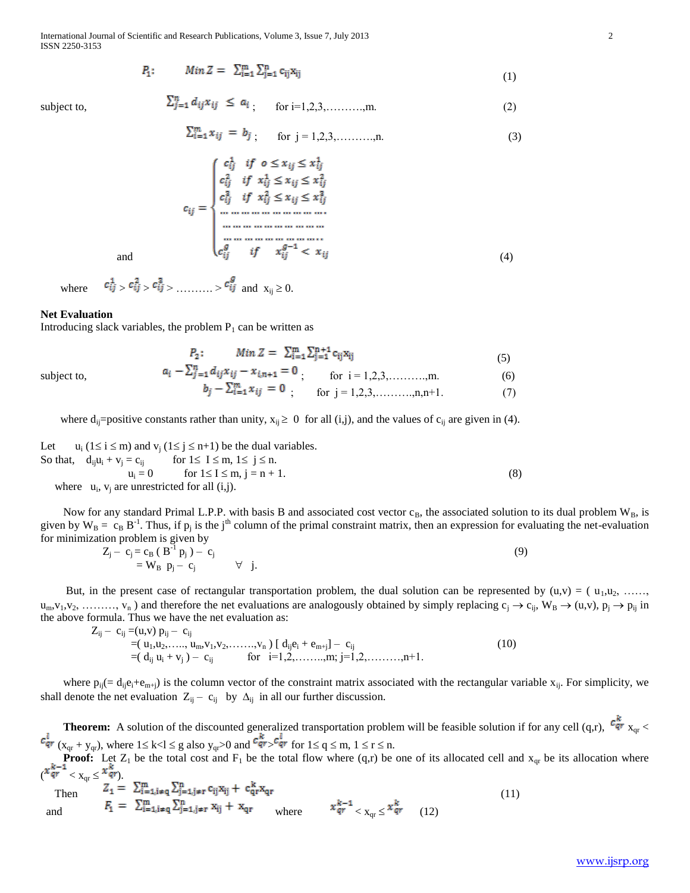$$P_1: \quad Min\ Z = \sum_{i=1}^{m}\sum_{j=1}^{n} c_{ij}x_{ij} \tag{1}$$

subject to,

$$\sum_{j=1}^{n} d_{ij}x_{ij} \leq a_i\ ; \quad \text{for } i=1,2,3,\ldots\ldots\ldots,m. \tag{2}$$

$$\sum_{i=1}^{m} x_{ij} = b_j\ ; \quad \text{for } j=1,2,3,\ldots\ldots\ldots,n. \tag{3}$$

and

$$c_{ij} = \begin{cases} c_{ij}^1 & if\ o \leq x_{ij} \leq x_{ij}^1 \\ c_{ij}^2 & if\ x_{ij}^1 \leq x_{ij} \leq x_{ij}^2 \\ c_{ij}^3 & if\ x_{ij}^2 \leq x_{ij} \leq x_{ij}^3 \\ \ldots\ldots\ldots\ldots\ldots\ldots\ldots\ldots \\ \ldots\ldots\ldots\ldots\ldots\ldots\ldots\ldots \\ \ldots\ldots\ldots\ldots\ldots\ldots\ldots\ldots \\ c_{ij}^g & if\ \ x_{ij}^{g-1} < x_{ij} \end{cases} \tag{4}$$

where $c_{ij}^1 > c_{ij}^2 > c_{ij}^3 > \ldots\ldots\ldots > c_{ij}^g$ and $x_{ij} \geq 0$.

**Net Evaluation**

Introducing slack variables, the problem $P_1$ can be written as

$$P_2: \quad Min\ Z = \sum_{i=1}^{m}\sum_{j=1}^{n+1} c_{ij}x_{ij} \tag{5}$$

subject to,

$$a_i - \sum_{j=1}^{n} d_{ij}x_{ij} - x_{i,n+1} = 0\ ; \quad \text{for } i=1,2,3,\ldots\ldots\ldots,m. \tag{6}$$

$$b_j - \sum_{i=1}^{m} x_{ij} = 0\ ; \quad \text{for } j=1,2,3,\ldots\ldots\ldots,n,n+1. \tag{7}$$

where $d_{ij}$=positive constants rather than unity, $x_{ij} \geq 0$ for all (i,j), and the values of $c_{ij}$ are given in (4).

Let $u_i$ ($1 \leq i \leq m$) and $v_j$ ($1 \leq j \leq n+1$) be the dual variables.

So that, $d_{ij}u_i + v_j = c_{ij}$ for $1 \leq I \leq m$, $1 \leq j \leq n$.

$u_i = 0$ for $1 \leq I \leq m$, $j = n+1$. (8)

where $u_i$, $v_j$ are unrestricted for all (i,j).

Now for any standard Primal L.P.P. with basis B and associated cost vector $c_B$, the associated solution to its dual problem $W_B$, is given by $W_B = c_B B^{-1}$. Thus, if $p_j$ is the $j^{th}$ column of the primal constraint matrix, then an expression for evaluating the net-evaluation for minimization problem is given by

$$Z_j - c_j = c_B(B^{-1}p_j) - c_j \tag{9}$$
$$= W_B\ p_j - c_j \qquad \forall\ j.$$

But, in the present case of rectangular transportation problem, the dual solution can be represented by $(u,v) = (u_1,u_2,\ldots\ldots,u_m,v_1,v_2,\ldots\ldots\ldots,v_n)$ and therefore the net evaluations are analogously obtained by simply replacing $c_j \to c_{ij}$, $W_B \to (u,v)$, $p_j \to p_{ij}$ in the above formula. Thus we have the net evaluation as:

$$Z_{ij} - c_{ij} = (u,v)\ p_{ij} - c_{ij}$$
$$= (u_1,u_2,\ldots..,u_m,v_1,v_2,\ldots\ldots.,v_n)\,[\,d_{ij}e_i + e_{m+j}] - c_{ij} \tag{10}$$
$$= (d_{ij}\,u_i + v_j) - c_{ij} \qquad \text{for } i=1,2,\ldots\ldots..,m;\ j=1,2,\ldots\ldots\ldots,n+1.$$

where $p_{ij}(= d_{ij}e_i + e_{m+j})$ is the column vector of the constraint matrix associated with the rectangular variable $x_{ij}$. For simplicity, we shall denote the net evaluation $Z_{ij} - c_{ij}$ by $\Delta_{ij}$ in all our further discussion.

**Theorem:** A solution of the discounted generalized transportation problem will be feasible solution if for any cell (q,r), $c_{qr}^k\, x_{qr} < c_{qr}^l\,(x_{qr} + y_{qr})$, where $1 \leq k < l \leq g$ also $y_{qr} > 0$ and $c_{qr}^k > c_{qr}^l$ for $1 \leq q \leq m$, $1 \leq r \leq n$.

**Proof:** Let $Z_1$ be the total cost and $F_1$ be the total flow where (q,r) be one of its allocated cell and $x_{qr}$ be its allocation where ($x_{qr}^{k-1} < x_{qr} \leq x_{qr}^k$).

Then
$$Z_1 = \sum_{i=1, i\neq q}^{m}\sum_{j=1, j\neq r}^{n} c_{ij}x_{ij} + c_{qr}^k x_{qr} \tag{11}$$

and
$$F_1 = \sum_{i=1, i\neq q}^{m}\sum_{j=1, j\neq r}^{n} x_{ij} + x_{qr} \quad \text{where} \quad x_{qr}^{k-1} < x_{qr} \leq x_{qr}^k \tag{12}$$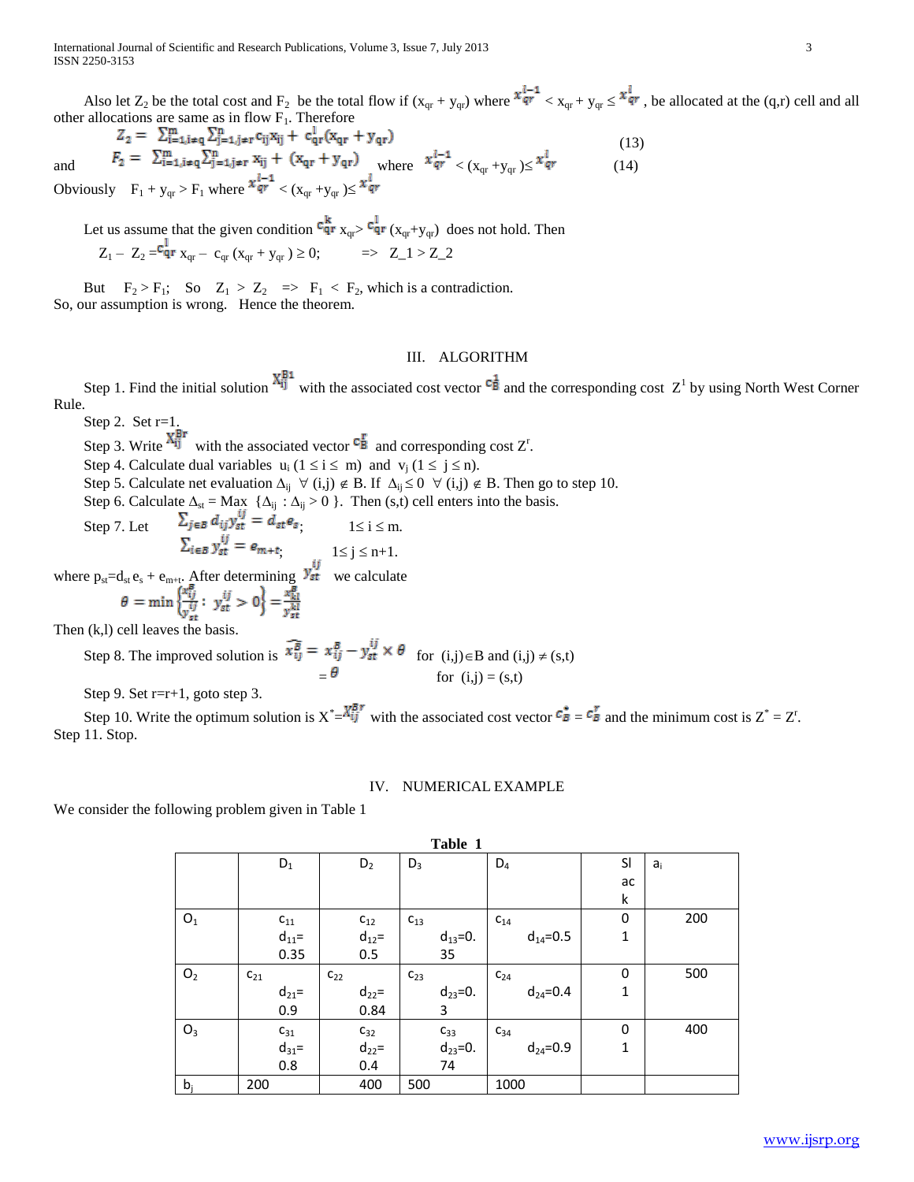Also let $Z_2$ be the total cost and $F_2$ be the total flow if $(x_{qr} + y_{qr})$ where $x_{qr}^{l-1} < x_{qr} + y_{qr} \leq x_{qr}^{l}$, be allocated at the (q,r) cell and all other allocations are same as in flow $F_1$. Therefore

$$Z_2 = \sum_{i=1,i\neq q}^{m} \sum_{j=1,j\neq r}^{n} c_{ij} x_{ij} + c_{qr}^{l}(x_{qr} + y_{qr}) \qquad (13)$$

and $$F_2 = \sum_{i=1,i\neq q}^{m} \sum_{j=1,j\neq r}^{n} x_{ij} + (x_{qr} + y_{qr}) \quad \text{where} \quad x_{qr}^{l-1} < (x_{qr} + y_{qr}) \leq x_{qr}^{l} \qquad (14)$$

Obviously $F_1 + y_{qr} > F_1$ where $x_{qr}^{l-1} < (x_{qr} + y_{qr}) \leq x_{qr}^{l}$

Let us assume that the given condition $c_{qr}^{k} x_{qr} > c_{qr}^{l} (x_{qr} + y_{qr})$ does not hold. Then

$Z_1 - Z_2 = c_{qr}^{l} x_{qr} - c_{qr} (x_{qr} + y_{qr}) \geq 0$; $\quad \Rightarrow \quad Z\_1 > Z\_2$

But $F_2 > F_1$; So $Z_1 > Z_2 \Rightarrow F_1 < F_2$, which is a contradiction.
So, our assumption is wrong. Hence the theorem.

## III. ALGORITHM

Step 1. Find the initial solution $X_{ij}^{B1}$ with the associated cost vector $c_B^1$ and the corresponding cost $Z^1$ by using North West Corner Rule.

Step 2. Set r=1.

Step 3. Write $X_{ij}^{Br}$ with the associated vector $c_B^r$ and corresponding cost $Z^r$.

Step 4. Calculate dual variables $u_i$ $(1 \leq i \leq m)$ and $v_j$ $(1 \leq j \leq n)$.

Step 5. Calculate net evaluation $\Delta_{ij}$ $\forall$ $(i,j) \notin B$. If $\Delta_{ij} \leq 0$ $\forall$ $(i,j) \notin B$. Then go to step 10.

Step 6. Calculate $\Delta_{st} = \text{Max} \ \{\Delta_{ij} : \Delta_{ij} > 0\}$. Then (s,t) cell enters into the basis.

Step 7. Let $\sum_{j\in B} d_{ij} y_{st}^{ij} = d_{st} e_s$; $\quad 1 \leq i \leq m$.

$\sum_{i\in B} y_{st}^{ij} = e_{m+t}$; $\quad 1 \leq j \leq n+1$.

where $p_{st} = d_{st} e_s + e_{m+t}$. After determining $y_{st}^{ij}$ we calculate

$$\theta = \min\left\{\frac{x_{ij}^{B}}{y_{st}^{ij}} : y_{st}^{ij} > 0\right\} = \frac{x_{kl}^{B}}{y_{st}^{kl}}$$

Then (k,l) cell leaves the basis.

Step 8. The improved solution is $\widehat{x_{ij}^{B}} = x_{ij}^{B} - y_{st}^{ij} \times \theta$ for $(i,j) \in B$ and $(i,j) \neq (s,t)$

$= \theta$ for $(i,j) = (s,t)$

Step 9. Set r=r+1, goto step 3.

Step 10. Write the optimum solution is $X^* = X_{ij}^{Br}$ with the associated cost vector $c_B^{*} = c_B^{r}$ and the minimum cost is $Z^* = Z^r$.
Step 11. Stop.

## IV. NUMERICAL EXAMPLE

We consider the following problem given in Table 1

**Table 1**

| | $D_1$ | $D_2$ | $D_3$ | $D_4$ | Slack | $a_i$ |
|---|---|---|---|---|---|---|
| $O_1$ | $c_{11}$ $d_{11}$=0.35 | $c_{12}$ $d_{12}$=0.5 | $c_{13}$ $d_{13}$=0.35 | $c_{14}$ $d_{14}$=0.5 | 0 1 | 200 |
| $O_2$ | $c_{21}$ $d_{21}$=0.9 | $c_{22}$ $d_{22}$=0.84 | $c_{23}$ $d_{23}$=0.3 | $c_{24}$ $d_{24}$=0.4 | 0 1 | 500 |
| $O_3$ | $c_{31}$ $d_{31}$=0.8 | $c_{32}$ $d_{22}$=0.4 | $c_{33}$ $d_{23}$=0.74 | $c_{34}$ $d_{24}$=0.9 | 0 1 | 400 |
| $b_j$ | 200 | 400 | 500 | 1000 | | |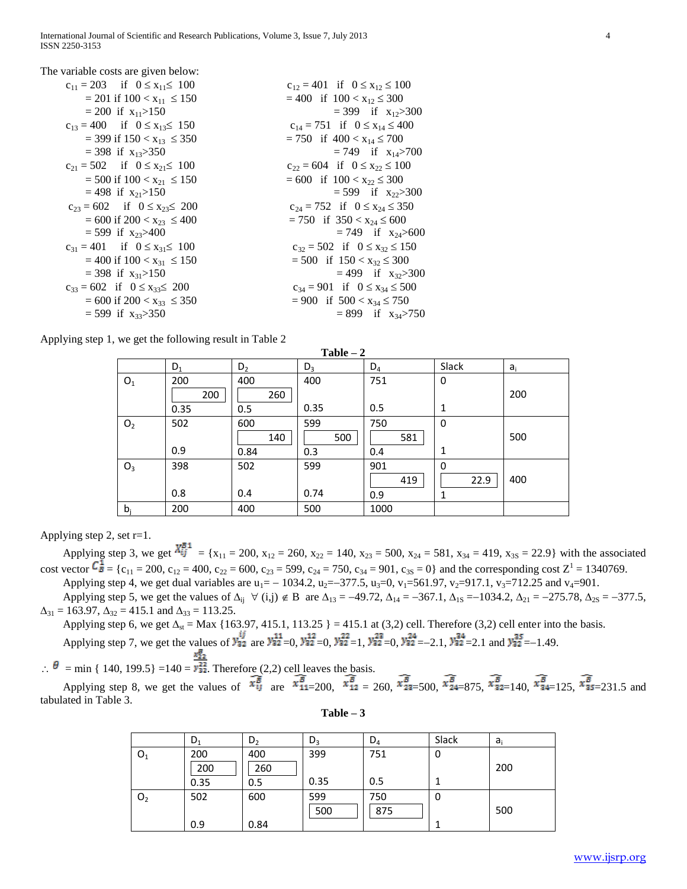The variable costs are given below:

$c_{11} = 203$ if $0 \le x_{11} \le 100$
$= 201$ if $100 < x_{11} \le 150$
$= 200$ if $x_{11} > 150$

$c_{12} = 401$ if $0 \le x_{12} \le 100$
$= 400$ if $100 < x_{12} \le 300$
$= 399$ if $x_{12} > 300$

$c_{13} = 400$ if $0 \le x_{13} \le 150$
$= 399$ if $150 < x_{13} \le 350$
$= 398$ if $x_{13} > 350$

$c_{14} = 751$ if $0 \le x_{14} \le 400$
$= 750$ if $400 < x_{14} \le 700$
$= 749$ if $x_{14} > 700$

$c_{21} = 502$ if $0 \le x_{21} \le 100$
$= 500$ if $100 < x_{21} \le 150$
$= 498$ if $x_{21} > 150$

$c_{22} = 604$ if $0 \le x_{22} \le 100$
$= 600$ if $100 < x_{22} \le 300$
$= 599$ if $x_{22} > 300$

$c_{23} = 602$ if $0 \le x_{23} \le 200$
$= 600$ if $200 < x_{23} \le 400$
$= 599$ if $x_{23} > 400$

$c_{24} = 752$ if $0 \le x_{24} \le 350$
$= 750$ if $350 < x_{24} \le 600$
$= 749$ if $x_{24} > 600$

$c_{31} = 401$ if $0 \le x_{31} \le 100$
$= 400$ if $100 < x_{31} \le 150$
$= 398$ if $x_{31} > 150$

$c_{32} = 502$ if $0 \le x_{32} \le 150$
$= 500$ if $150 < x_{32} \le 300$
$= 499$ if $x_{32} > 300$

$c_{33} = 602$ if $0 \le x_{33} \le 200$
$= 600$ if $200 < x_{33} \le 350$
$= 599$ if $x_{33} > 350$

$c_{34} = 901$ if $0 \le x_{34} \le 500$
$= 900$ if $500 < x_{34} \le 750$
$= 899$ if $x_{34} > 750$

Applying step 1, we get the following result in Table 2

**Table – 2**

| | $D_1$ | $D_2$ | $D_3$ | $D_4$ | Slack | $a_i$ |
|---|---|---|---|---|---|---|
| $O_1$ | 200<br>[200]<br>0.35 | 400<br>[260]<br>0.5 | 400<br><br>0.35 | 751<br><br>0.5 | 0<br><br>1 | 200 |
| $O_2$ | 502<br><br>0.9 | 600<br>[140]<br>0.84 | 599<br>[500]<br>0.3 | 750<br>[581]<br>0.4 | 0<br><br>1 | 500 |
| $O_3$ | 398<br><br>0.8 | 502<br><br>0.4 | 599<br><br>0.74 | 901<br>[419]<br>0.9 | 0<br>[22.9]<br>1 | 400 |
| $b_j$ | 200 | 400 | 500 | 1000 | | |

Applying step 2, set r=1.

Applying step 3, we get $X_{ij}^{B1}$ = {$x_{11} = 200$, $x_{12} = 260$, $x_{22} = 140$, $x_{23} = 500$, $x_{24} = 581$, $x_{34} = 419$, $x_{3S} = 22.9$} with the associated cost vector $C_B^1$ = {$c_{11} = 200$, $c_{12} = 400$, $c_{22} = 600$, $c_{23} = 599$, $c_{24} = 750$, $c_{34} = 901$, $c_{3S} = 0$} and the corresponding cost $Z^1 = 1340769$.

Applying step 4, we get dual variables are $u_1 = -1034.2$, $u_2 = -377.5$, $u_3 = 0$, $v_1 = 561.97$, $v_2 = 917.1$, $v_3 = 712.25$ and $v_4 = 901$.

Applying step 5, we get the values of $\Delta_{ij}$ $\forall$ $(i,j) \notin B$ are $\Delta_{13} = -49.72$, $\Delta_{14} = -367.1$, $\Delta_{1S} = -1034.2$, $\Delta_{21} = -275.78$, $\Delta_{2S} = -377.5$, $\Delta_{31} = 163.97$, $\Delta_{32} = 415.1$ and $\Delta_{33} = 113.25$.

Applying step 6, we get $\Delta_{st}$ = Max {163.97, 415.1, 113.25 } = 415.1 at (3,2) cell. Therefore (3,2) cell enter into the basis.

Applying step 7, we get the values of $y_{32}^{ij}$ are $y_{32}^{11} = 0$, $y_{32}^{12} = 0$, $y_{32}^{22} = 1$, $y_{32}^{23} = 0$, $y_{32}^{24} = -2.1$, $y_{32}^{34} = 2.1$ and $y_{32}^{3S} = -1.49$.

$\therefore$ $\theta$ = min { 140, 199.5} =140 = $\frac{x_{22}^{B}}{y_{32}^{22}}$. Therefore (2,2) cell leaves the basis.

Applying step 8, we get the values of $\widehat{x_{ij}^{B}}$ are $\widehat{x_{11}^{B}}=200$, $\widehat{x_{12}^{B}} = 260$, $\widehat{x_{23}^{B}}=500$, $\widehat{x_{24}^{B}}=875$, $\widehat{x_{32}^{B}}=140$, $\widehat{x_{34}^{B}}=125$, $\widehat{x_{3S}^{B}}=231.5$ and tabulated in Table 3.

**Table – 3**

| | $D_1$ | $D_2$ | $D_3$ | $D_4$ | Slack | $a_i$ |
|---|---|---|---|---|---|---|
| $O_1$ | 200<br>[200]<br>0.35 | 400<br>[260]<br>0.5 | 399<br><br>0.35 | 751<br><br>0.5 | 0<br><br>1 | 200 |
| $O_2$ | 502<br><br>0.9 | 600<br><br>0.84 | 599<br>[500] | 750<br>[875] | 0<br><br>1 | 500 |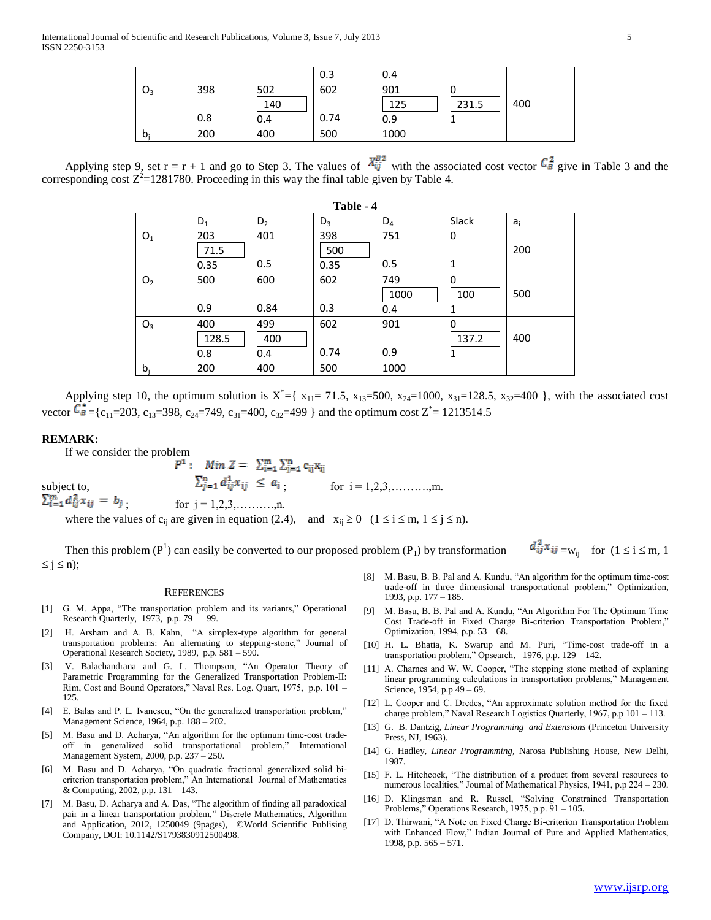| | | | 0.3 | 0.4 | | |
|---|---|---|---|---|---|---|
| $O_3$ | 398<br><br>0.8 | 502<br>140<br>0.4 | 602<br><br>0.74 | 901<br>125<br>0.9 | 0<br>231.5<br>1 | 400 |
| $b_j$ | 200 | 400 | 500 | 1000 | | |

Applying step 9, set r = r + 1 and go to Step 3. The values of $X_{ij}^{B2}$ with the associated cost vector $C_B^2$ give in Table 3 and the corresponding cost $Z^2$=1281780. Proceeding in this way the final table given by Table 4.

**Table - 4**

| | $D_1$ | $D_2$ | $D_3$ | $D_4$ | Slack | $a_i$ |
|---|---|---|---|---|---|---|
| $O_1$ | 203<br>71.5<br>0.35 | 401<br><br>0.5 | 398<br>500<br>0.35 | 751<br><br>0.5 | 0<br><br>1 | 200 |
| $O_2$ | 500<br><br>0.9 | 600<br><br>0.84 | 602<br><br>0.3 | 749<br>1000<br>0.4 | 0<br>100<br>1 | 500 |
| $O_3$ | 400<br>128.5<br>0.8 | 499<br>400<br>0.4 | 602<br><br>0.74 | 901<br><br>0.9 | 0<br>137.2<br>1 | 400 |
| $b_j$ | 200 | 400 | 500 | 1000 | | |

Applying step 10, the optimum solution is $X^*$={ $x_{11}$= 71.5, $x_{13}$=500, $x_{24}$=1000, $x_{31}$=128.5, $x_{32}$=400 }, with the associated cost vector $C_B^*$ ={$c_{11}$=203, $c_{13}$=398, $c_{24}$=749, $c_{31}$=400, $c_{32}$=499 } and the optimum cost $Z^*$= 1213514.5

**REMARK:**

If we consider the problem

$$P^1: \quad Min\ Z = \sum_{i=1}^{m}\sum_{j=1}^{n} c_{ij}x_{ij}$$

subject to, $\sum_{j=1}^{n} d_{ij}^1 x_{ij} \le a_i$ ; for i = 1,2,3,……….,m.

$\sum_{i=1}^{m} d_{ij}^2 x_{ij} = b_j$ ; for j = 1,2,3,……….,n.

where the values of $c_{ij}$ are given in equation (2.4), and $x_{ij} \ge 0$ $(1 \le i \le m, 1 \le j \le n)$.

Then this problem ($P^1$) can easily be converted to our proposed problem ($P_1$) by transformation $d_{ij}^2 x_{ij} = w_{ij}$ for $(1 \le i \le m, 1 \le j \le n)$;

## REFERENCES

[1] G. M. Appa, "The transportation problem and its variants," Operational Research Quarterly, 1973, p.p. 79 – 99.

[2] H. Arsham and A. B. Kahn, "A simplex-type algorithm for general transportation problems: An alternating to stepping-stone," Journal of Operational Research Society, 1989, p.p. 581 – 590.

[3] V. Balachandrana and G. L. Thompson, "An Operator Theory of Parametric Programming for the Generalized Transportation Problem-II: Rim, Cost and Bound Operators," Naval Res. Log. Quart, 1975, p.p. 101 – 125.

[4] E. Balas and P. L. Ivanescu, "On the generalized transportation problem," Management Science, 1964, p.p. 188 – 202.

[5] M. Basu and D. Acharya, "An algorithm for the optimum time-cost trade-off in generalized solid transportational problem," International Management System, 2000, p.p. 237 – 250.

[6] M. Basu and D. Acharya, "On quadratic fractional generalized solid bi-criterion transportation problem," An International Journal of Mathematics & Computing, 2002, p.p. 131 – 143.

[7] M. Basu, D. Acharya and A. Das, "The algorithm of finding all paradoxical pair in a linear transportation problem," Discrete Mathematics, Algorithm and Application, 2012, 1250049 (9pages), ©World Scientific Publising Company, DOI: 10.1142/S1793830912500498.

[8] M. Basu, B. B. Pal and A. Kundu, "An algorithm for the optimum time-cost trade-off in three dimensional transportational problem," Optimization, 1993, p.p. 177 – 185.

[9] M. Basu, B. B. Pal and A. Kundu, "An Algorithm For The Optimum Time Cost Trade-off in Fixed Charge Bi-criterion Transportation Problem," Optimization, 1994, p.p. 53 – 68.

[10] H. L. Bhatia, K. Swarup and M. Puri, "Time-cost trade-off in a transportation problem," Opsearch, 1976, p.p. 129 – 142.

[11] A. Charnes and W. W. Cooper, "The stepping stone method of explaning linear programming calculations in transportation problems," Management Science, 1954, p.p 49 – 69.

[12] L. Cooper and C. Dredes, "An approximate solution method for the fixed charge problem," Naval Research Logistics Quarterly, 1967, p.p 101 – 113.

[13] G. B. Dantzig, *Linear Programming and Extensions* (Princeton University Press, NJ, 1963).

[14] G. Hadley, *Linear Programming*, Narosa Publishing House, New Delhi, 1987.

[15] F. L. Hitchcock, "The distribution of a product from several resources to numerous localities," Journal of Mathematical Physics, 1941, p.p 224 – 230.

[16] D. Klingsman and R. Russel, "Solving Constrained Transportation Problems," Operations Research, 1975, p.p. 91 – 105.

[17] D. Thirwani, "A Note on Fixed Charge Bi-criterion Transportation Problem with Enhanced Flow," Indian Journal of Pure and Applied Mathematics, 1998, p.p. 565 – 571.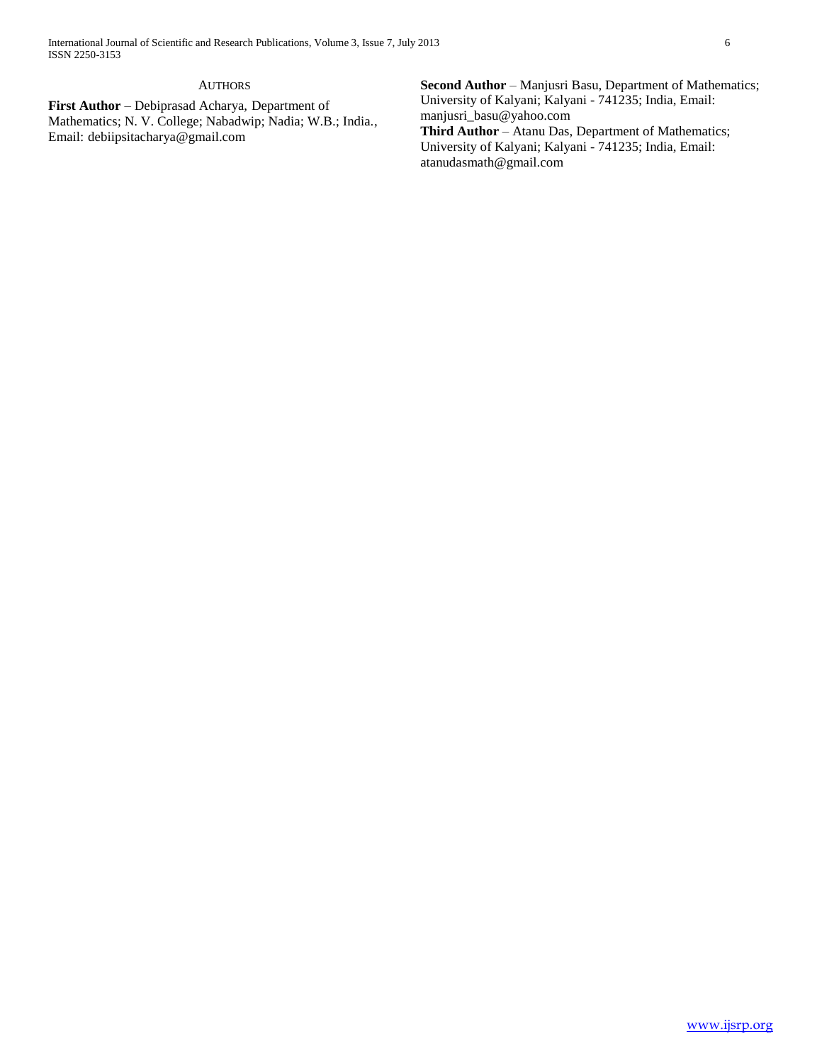## AUTHORS

**First Author** – Debiprasad Acharya, Department of Mathematics; N. V. College; Nabadwip; Nadia; W.B.; India., Email: debiipsitacharya@gmail.com

**Second Author** – Manjusri Basu, Department of Mathematics; University of Kalyani; Kalyani - 741235; India, Email: manjusri_basu@yahoo.com

**Third Author** – Atanu Das, Department of Mathematics; University of Kalyani; Kalyani - 741235; India, Email: atanudasmath@gmail.com